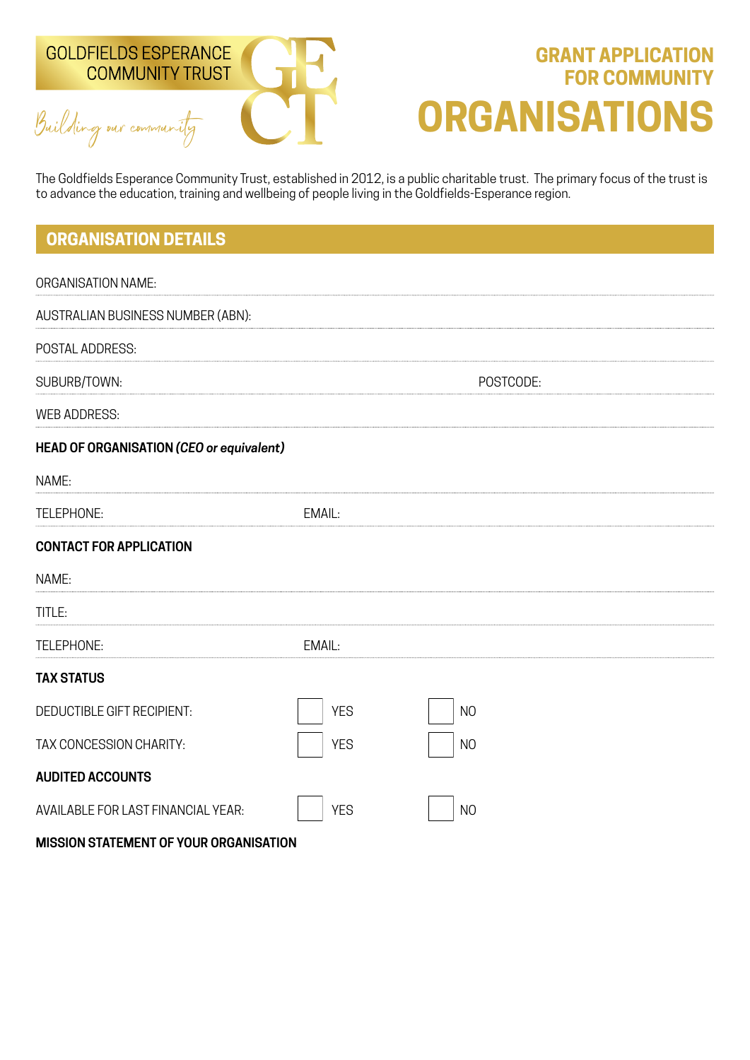GOLDFIELDS ESPERANCE COMMUNITY TRUST

*Building our community*

# GRANT APPLICATION FOR COMMUNITY ORGANISATIONS

The Goldfields Esperance Community Trust, established in 2012, is a public charitable trust. The primary focus of the trust is to advance the education, training and wellbeing of people living in the Goldfields-Esperance region.

## ORGANISATION DETAILS

ORGANISATION NAME:

AUSTRALIAN BUSINESS NUMBER (ABN):

POSTAL ADDRESS:

SUBURB/TOWN: POSTCODE:

WEB ADDRESS:

**HEAD OF ORGANISATION *(CEO or equivalent)***

NAME:

TELEPHONE: EMAIL:

**CONTACT FOR APPLICATION**

NAME:

TITLE:

TELEPHONE: EMAIL:

**TAX STATUS**

DEDUCTIBLE GIFT RECIPIENT: ☐ YES ☐ NO

TAX CONCESSION CHARITY: ☐ YES ☐ NO

**AUDITED ACCOUNTS**

AVAILABLE FOR LAST FINANCIAL YEAR: ☐ YES ☐ NO

**MISSION STATEMENT OF YOUR ORGANISATION**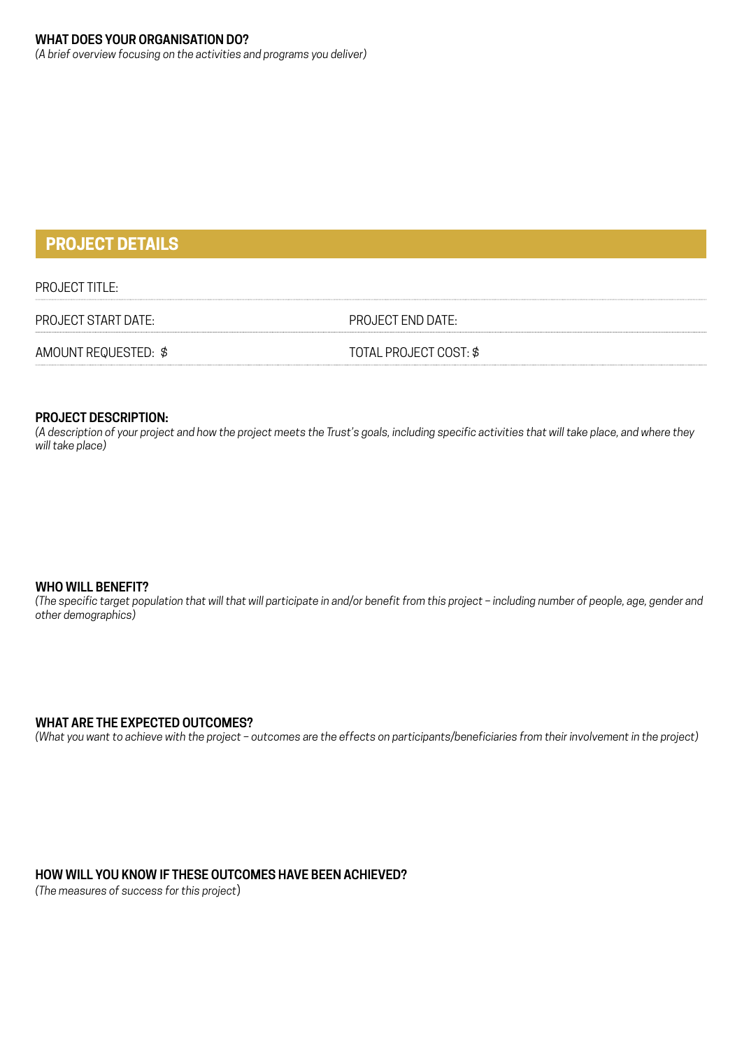**WHAT DOES YOUR ORGANISATION DO?**
*(A brief overview focusing on the activities and programs you deliver)*

## PROJECT DETAILS

PROJECT TITLE:

PROJECT START DATE: PROJECT END DATE:

AMOUNT REQUESTED: $ TOTAL PROJECT COST: $

**PROJECT DESCRIPTION:**
*(A description of your project and how the project meets the Trust's goals, including specific activities that will take place, and where they will take place)*

**WHO WILL BENEFIT?**
*(The specific target population that will that will participate in and/or benefit from this project – including number of people, age, gender and other demographics)*

**WHAT ARE THE EXPECTED OUTCOMES?**
*(What you want to achieve with the project – outcomes are the effects on participants/beneficiaries from their involvement in the project)*

**HOW WILL YOU KNOW IF THESE OUTCOMES HAVE BEEN ACHIEVED?**
*(The measures of success for this project)*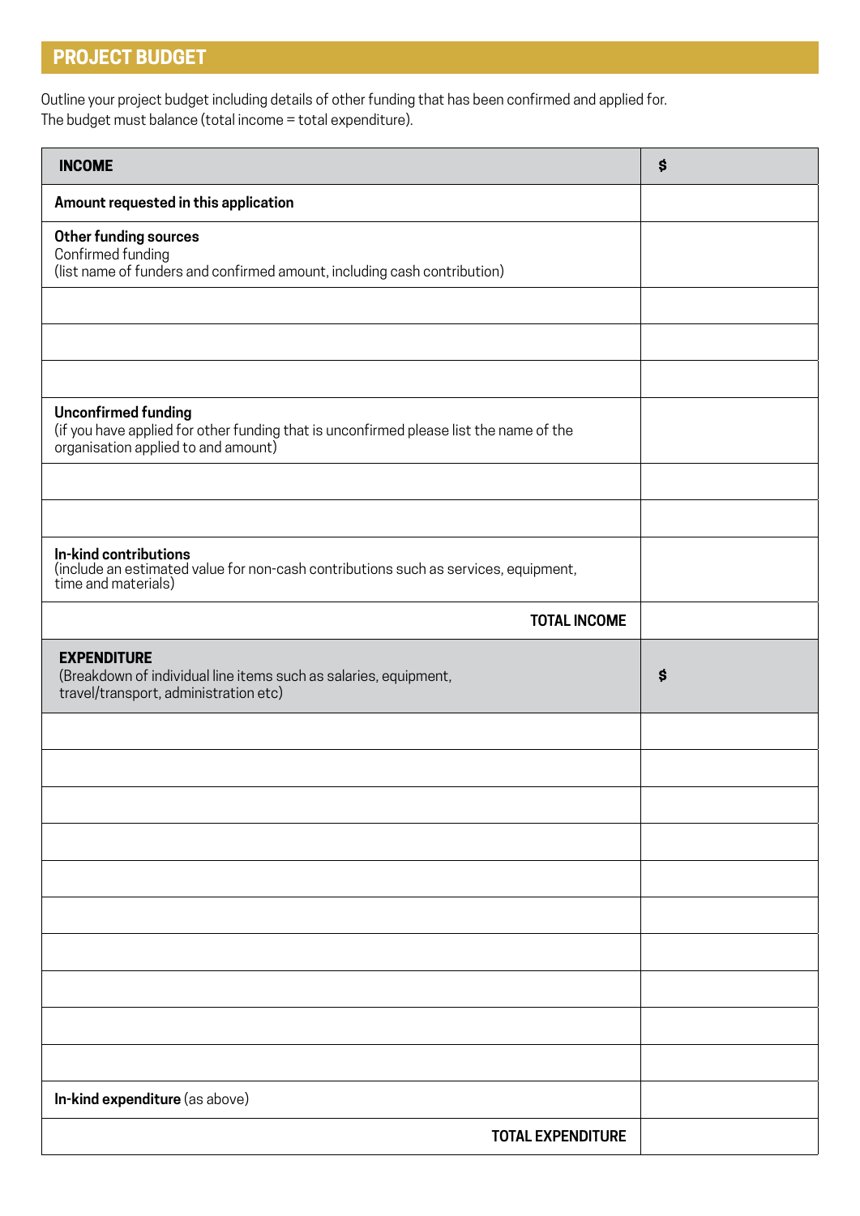## PROJECT BUDGET

Outline your project budget including details of other funding that has been confirmed and applied for.
The budget must balance (total income = total expenditure).

| **INCOME** | **$** |
|---|---|
| **Amount requested in this application** | |
| **Other funding sources**<br>Confirmed funding<br>(list name of funders and confirmed amount, including cash contribution) | |
| | |
| | |
| | |
| **Unconfirmed funding**<br>(if you have applied for other funding that is unconfirmed please list the name of the organisation applied to and amount) | |
| | |
| | |
| **In-kind contributions**<br>(include an estimated value for non-cash contributions such as services, equipment, time and materials) | |
| **TOTAL INCOME** | |

| **EXPENDITURE**<br>(Breakdown of individual line items such as salaries, equipment, travel/transport, administration etc) | **$** |
|---|---|
| | |
| | |
| | |
| | |
| | |
| | |
| | |
| | |
| | |
| | |
| **In-kind expenditure** (as above) | |
| **TOTAL EXPENDITURE** | |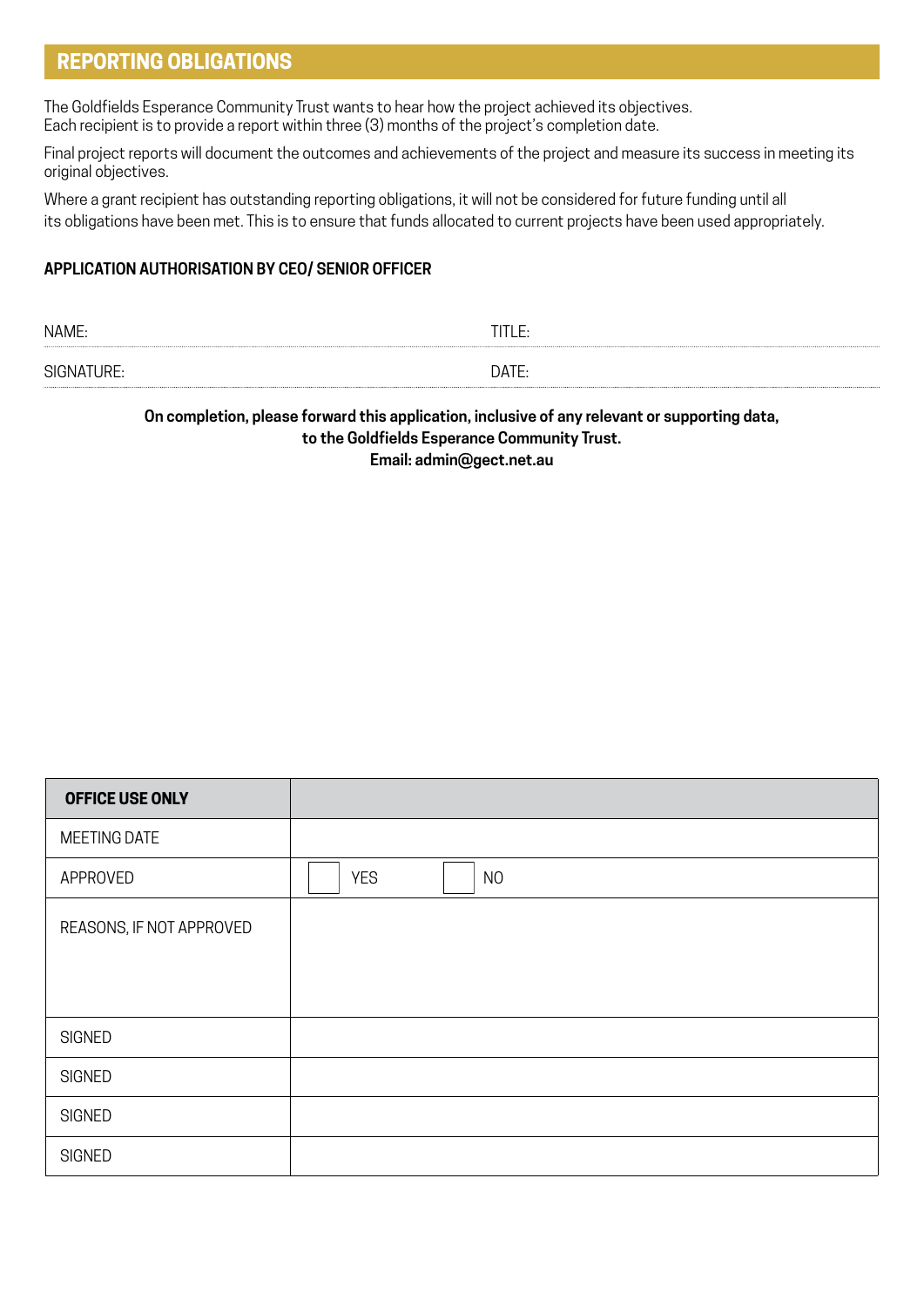## REPORTING OBLIGATIONS

The Goldfields Esperance Community Trust wants to hear how the project achieved its objectives.
Each recipient is to provide a report within three (3) months of the project's completion date.

Final project reports will document the outcomes and achievements of the project and measure its success in meeting its original objectives.

Where a grant recipient has outstanding reporting obligations, it will not be considered for future funding until all its obligations have been met. This is to ensure that funds allocated to current projects have been used appropriately.

### APPLICATION AUTHORISATION BY CEO/ SENIOR OFFICER

NAME: TITLE:

SIGNATURE: DATE:

**On completion, please forward this application, inclusive of any relevant or supporting data, to the Goldfields Esperance Community Trust.**
**Email: admin@gect.net.au**

| OFFICE USE ONLY | |
|---|---|
| MEETING DATE | |
| APPROVED | ☐ YES ☐ NO |
| REASONS, IF NOT APPROVED | |
| SIGNED | |
| SIGNED | |
| SIGNED | |
| SIGNED | |